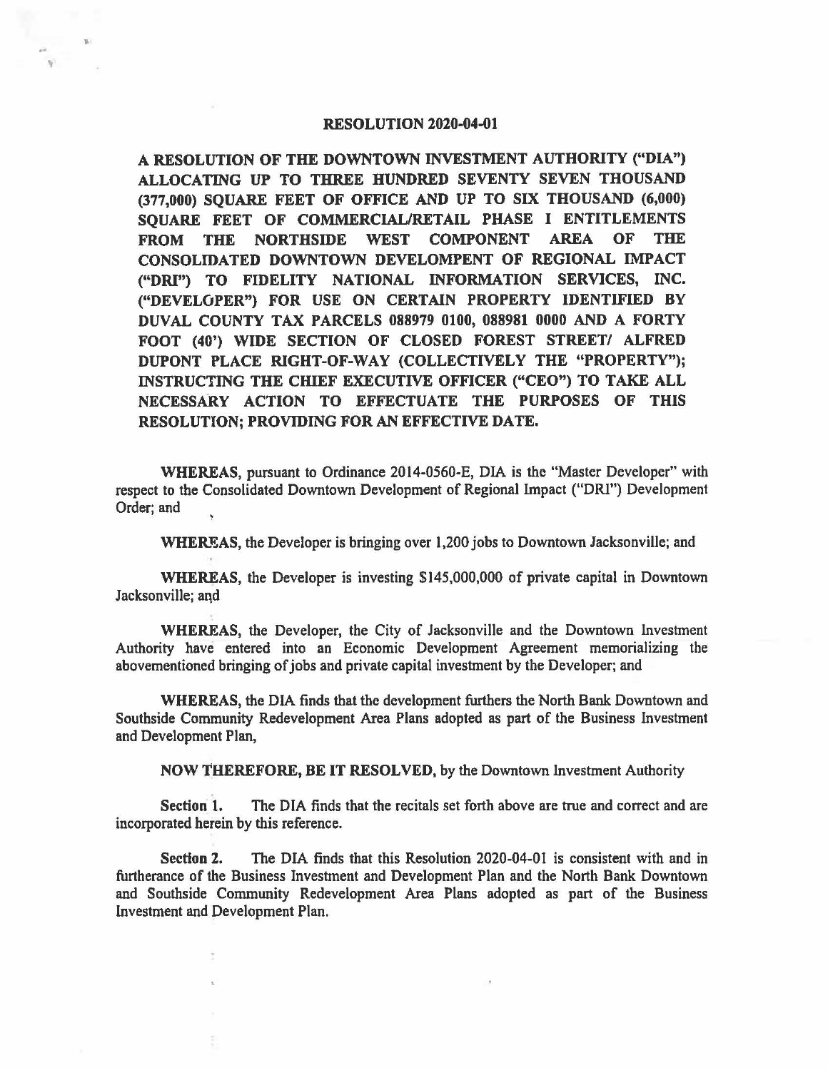# RESOLUTION 2020-04-01

**A RESOLUTION OF THE DOWNTOWN INVESTMENT AUTHORITY ("DIA") ALLOCATING UP TO THREE HUNDRED SEVENTY SEVEN THOUSAND (377,000) SQUARE FEET OF OFFICE AND UP TO SIX THOUSAND (6,000) SQUARE FEET OF COMMERCIAL/RETAIL PHASE I ENTITLEMENTS FROM THE NORTHSIDE WEST COMPONENT AREA OF THE CONSOLIDATED DOWNTOWN DEVELOMPENT OF REGIONAL IMPACT ("DRI") TO FIDELITY NATIONAL INFORMATION SERVICES, INC. ("DEVELOPER") FOR USE ON CERTAIN PROPERTY IDENTIFIED BY DUVAL COUNTY TAX PARCELS 088979 0100, 088981 0000 AND A FORTY FOOT (40') WIDE SECTION OF CLOSED FOREST STREET/ ALFRED DUPONT PLACE RIGHT-OF-WAY (COLLECTIVELY THE "PROPERTY"); INSTRUCTING THE CHIEF EXECUTIVE OFFICER ("CEO") TO TAKE ALL NECESSARY ACTION TO EFFECTUATE THE PURPOSES OF THIS RESOLUTION; PROVIDING FOR AN EFFECTIVE DATE.**

**WHEREAS,** pursuant to Ordinance 2014-0560-E, DIA is the "Master Developer" with respect to the Consolidated Downtown Development of Regional Impact ("DRI") Development Order; and

**WHEREAS,** the Developer is bringing over 1,200 jobs to Downtown Jacksonville; and

**WHEREAS,** the Developer is investing $145,000,000 of private capital in Downtown Jacksonville; and

**WHEREAS,** the Developer, the City of Jacksonville and the Downtown Investment Authority have entered into an Economic Development Agreement memorializing the abovementioned bringing of jobs and private capital investment by the Developer; and

**WHEREAS,** the DIA finds that the development furthers the North Bank Downtown and Southside Community Redevelopment Area Plans adopted as part of the Business Investment and Development Plan,

**NOW THEREFORE, BE IT RESOLVED,** by the Downtown Investment Authority

**Section 1.** The DIA finds that the recitals set forth above are true and correct and are incorporated herein by this reference.

**Section 2.** The DIA finds that this Resolution 2020-04-01 is consistent with and in furtherance of the Business Investment and Development Plan and the North Bank Downtown and Southside Community Redevelopment Area Plans adopted as part of the Business Investment and Development Plan.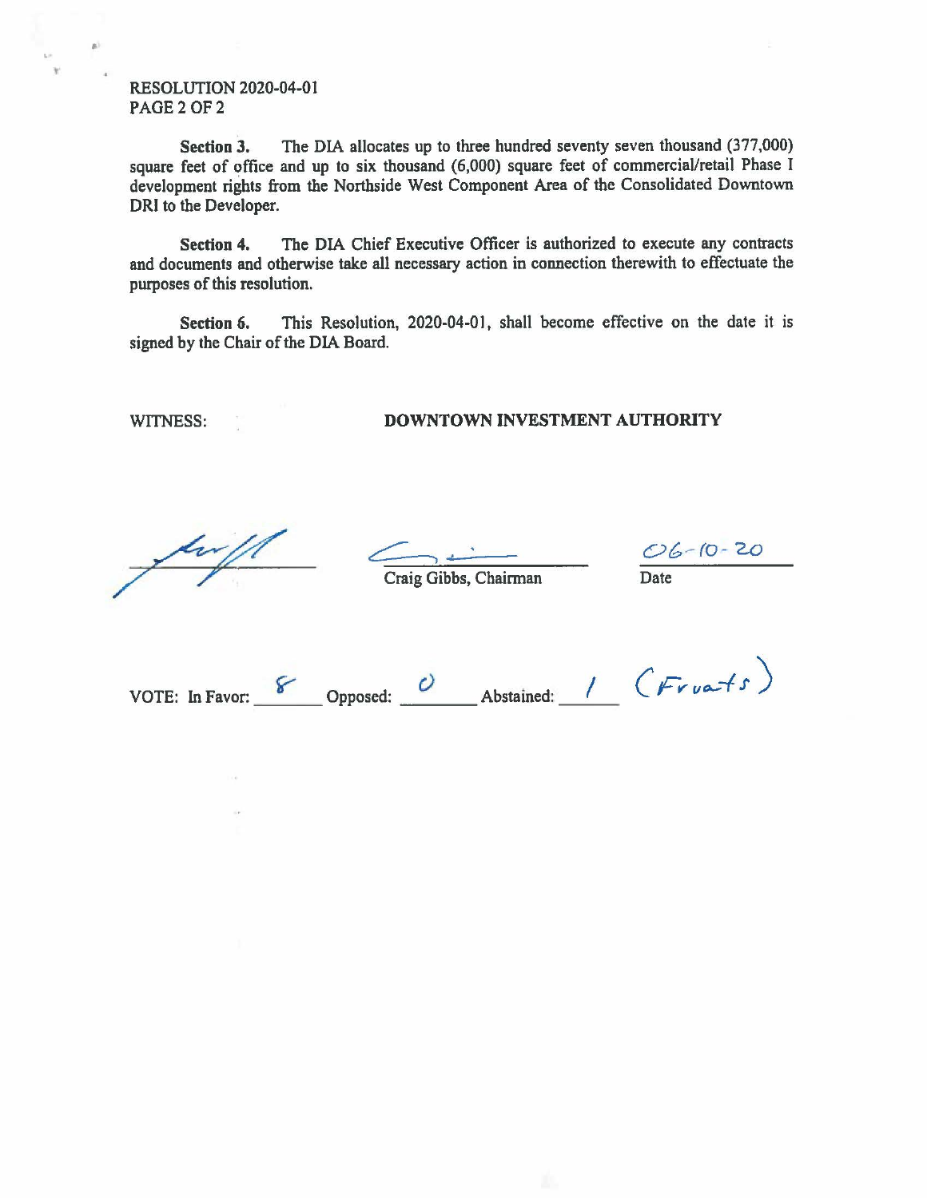RESOLUTION 2020-04-01

**Section 3.** The DIA allocates up to three hundred seventy seven thousand (377,000) square feet of office and up to six thousand (6,000) square feet of commercial/retail Phase I development rights from the Northside West Component Area of the Consolidated Downtown DRI to the Developer.

**Section 4.** The DIA Chief Executive Officer is authorized to execute any contracts and documents and otherwise take all necessary action in connection therewith to effectuate the purposes of this resolution.

**Section 6.** This Resolution, 2020-04-01, shall become effective on the date it is signed by the Chair of the DIA Board.

WITNESS: **DOWNTOWN INVESTMENT AUTHORITY**

Craig Gibbs, Chairman

Date: 06-10-20

VOTE: In Favor: 8 Opposed: 0 Abstained: 1 (Frvats)